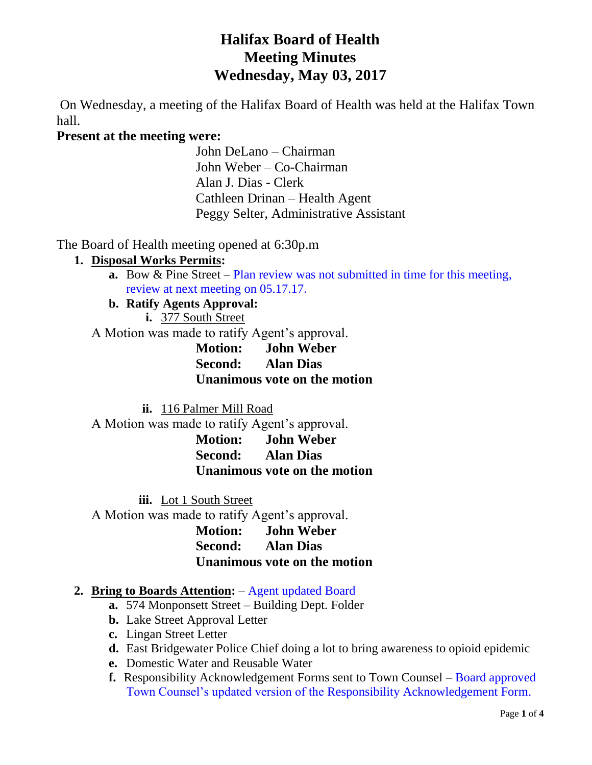# Halifax Board of Health
# Meeting Minutes
# Wednesday, May 03, 2017

On Wednesday, a meeting of the Halifax Board of Health was held at the Halifax Town hall.

**Present at the meeting were:**

John DeLano – Chairman
John Weber – Co-Chairman
Alan J. Dias - Clerk
Cathleen Drinan – Health Agent
Peggy Selter, Administrative Assistant

The Board of Health meeting opened at 6:30p.m

1. **Disposal Works Permits:**
   - **a.** Bow & Pine Street – Plan review was not submitted in time for this meeting, review at next meeting on 05.17.17.
   - **b. Ratify Agents Approval:**
     - **i.** 377 South Street

A Motion was made to ratify Agent's approval.

**Motion: John Weber**
**Second: Alan Dias**
**Unanimous vote on the motion**

- **ii.** 116 Palmer Mill Road

A Motion was made to ratify Agent's approval.

**Motion: John Weber**
**Second: Alan Dias**
**Unanimous vote on the motion**

- **iii.** Lot 1 South Street

A Motion was made to ratify Agent's approval.

**Motion: John Weber**
**Second: Alan Dias**
**Unanimous vote on the motion**

2. **Bring to Boards Attention:** – Agent updated Board
   - **a.** 574 Monponsett Street – Building Dept. Folder
   - **b.** Lake Street Approval Letter
   - **c.** Lingan Street Letter
   - **d.** East Bridgewater Police Chief doing a lot to bring awareness to opioid epidemic
   - **e.** Domestic Water and Reusable Water
   - **f.** Responsibility Acknowledgement Forms sent to Town Counsel – Board approved Town Counsel's updated version of the Responsibility Acknowledgement Form.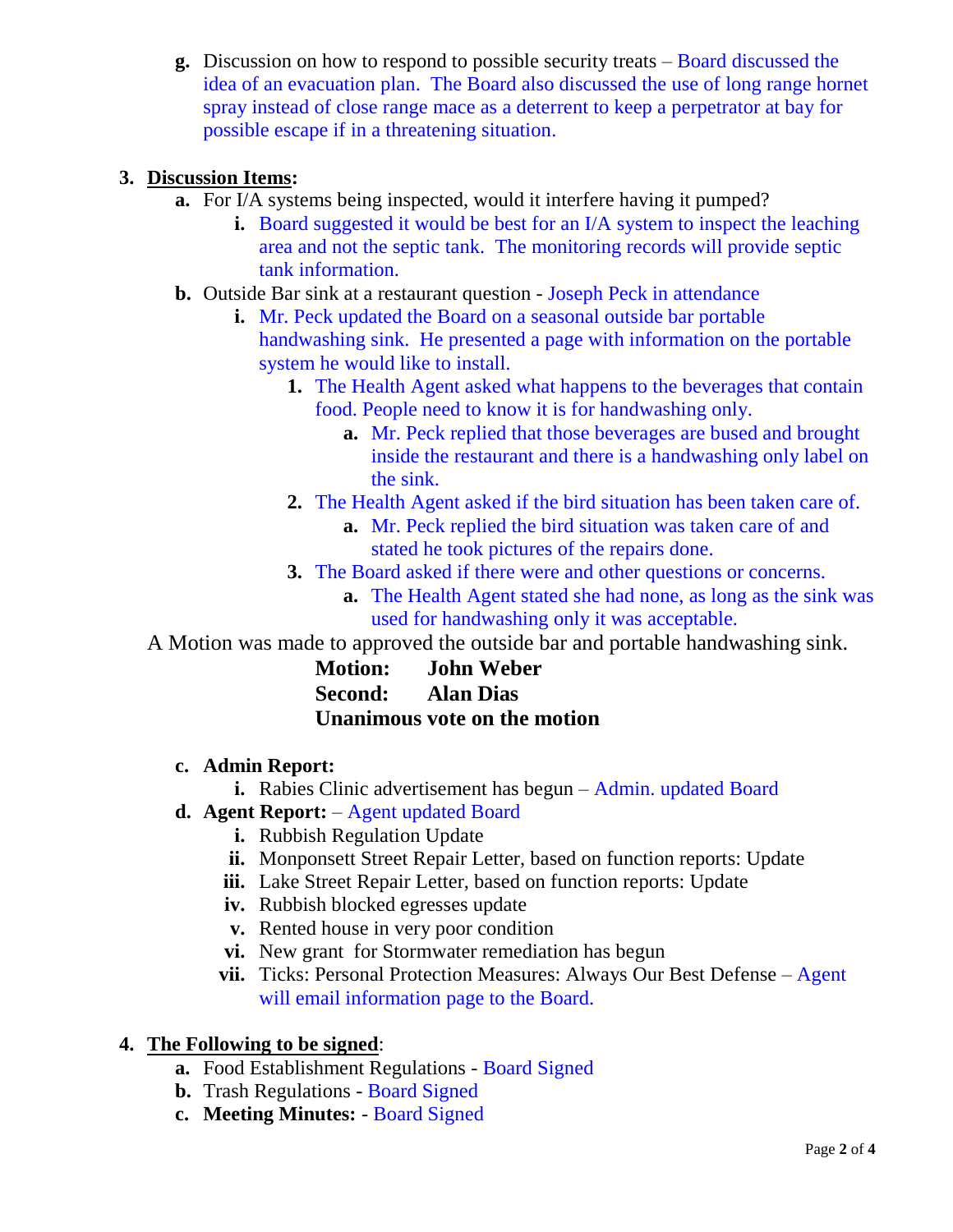g. Discussion on how to respond to possible security treats – Board discussed the idea of an evacuation plan. The Board also discussed the use of long range hornet spray instead of close range mace as a deterrent to keep a perpetrator at bay for possible escape if in a threatening situation.

3. **Discussion Items**:
   a. For I/A systems being inspected, would it interfere having it pumped?
      i. Board suggested it would be best for an I/A system to inspect the leaching area and not the septic tank. The monitoring records will provide septic tank information.
   b. Outside Bar sink at a restaurant question - Joseph Peck in attendance
      i. Mr. Peck updated the Board on a seasonal outside bar portable handwashing sink. He presented a page with information on the portable system he would like to install.
         1. The Health Agent asked what happens to the beverages that contain food. People need to know it is for handwashing only.
            a. Mr. Peck replied that those beverages are bused and brought inside the restaurant and there is a handwashing only label on the sink.
         2. The Health Agent asked if the bird situation has been taken care of.
            a. Mr. Peck replied the bird situation was taken care of and stated he took pictures of the repairs done.
         3. The Board asked if there were and other questions or concerns.
            a. The Health Agent stated she had none, as long as the sink was used for handwashing only it was acceptable.

A Motion was made to approved the outside bar and portable handwashing sink.

**Motion: John Weber**
**Second: Alan Dias**
**Unanimous vote on the motion**

   c. **Admin Report:**
      i. Rabies Clinic advertisement has begun – Admin. updated Board
   d. **Agent Report:** – Agent updated Board
      i. Rubbish Regulation Update
      ii. Monponsett Street Repair Letter, based on function reports: Update
      iii. Lake Street Repair Letter, based on function reports: Update
      iv. Rubbish blocked egresses update
      v. Rented house in very poor condition
      vi. New grant for Stormwater remediation has begun
      vii. Ticks: Personal Protection Measures: Always Our Best Defense – Agent will email information page to the Board.

4. **The Following to be signed**:
   a. Food Establishment Regulations - Board Signed
   b. Trash Regulations - Board Signed
   c. **Meeting Minutes:** - Board Signed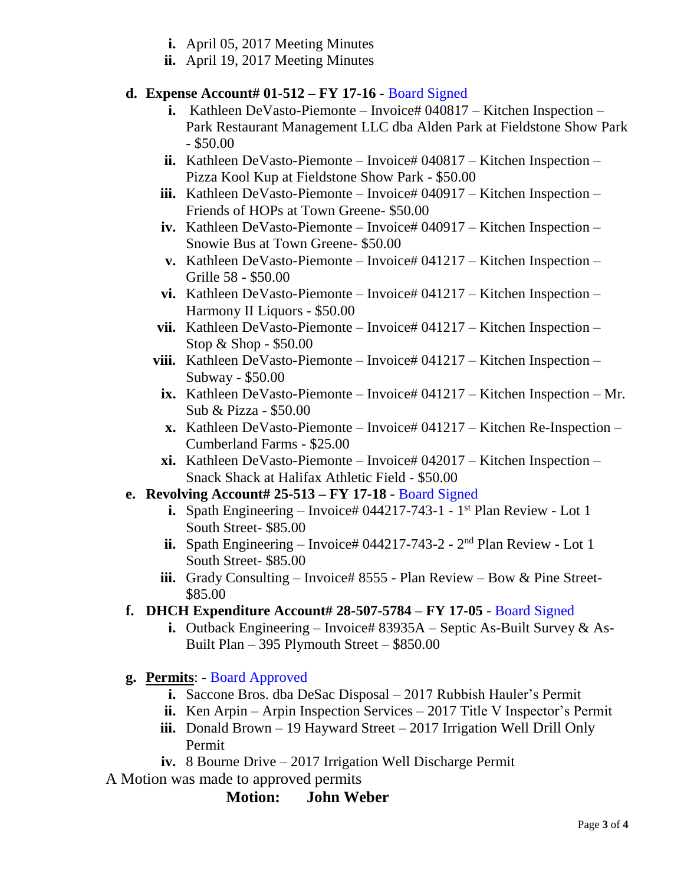i. April 05, 2017 Meeting Minutes
ii. April 19, 2017 Meeting Minutes

**d. Expense Account# 01-512 – FY 17-16** - Board Signed

i. Kathleen DeVasto-Piemonte – Invoice# 040817 – Kitchen Inspection – Park Restaurant Management LLC dba Alden Park at Fieldstone Show Park - $50.00
ii. Kathleen DeVasto-Piemonte – Invoice# 040817 – Kitchen Inspection – Pizza Kool Kup at Fieldstone Show Park - $50.00
iii. Kathleen DeVasto-Piemonte – Invoice# 040917 – Kitchen Inspection – Friends of HOPs at Town Greene- $50.00
iv. Kathleen DeVasto-Piemonte – Invoice# 040917 – Kitchen Inspection – Snowie Bus at Town Greene- $50.00
v. Kathleen DeVasto-Piemonte – Invoice# 041217 – Kitchen Inspection – Grille 58 - $50.00
vi. Kathleen DeVasto-Piemonte – Invoice# 041217 – Kitchen Inspection – Harmony II Liquors - $50.00
vii. Kathleen DeVasto-Piemonte – Invoice# 041217 – Kitchen Inspection – Stop & Shop - $50.00
viii. Kathleen DeVasto-Piemonte – Invoice# 041217 – Kitchen Inspection – Subway - $50.00
ix. Kathleen DeVasto-Piemonte – Invoice# 041217 – Kitchen Inspection – Mr. Sub & Pizza - $50.00
x. Kathleen DeVasto-Piemonte – Invoice# 041217 – Kitchen Re-Inspection – Cumberland Farms - $25.00
xi. Kathleen DeVasto-Piemonte – Invoice# 042017 – Kitchen Inspection – Snack Shack at Halifax Athletic Field - $50.00

**e. Revolving Account# 25-513 – FY 17-18** - Board Signed

i. Spath Engineering – Invoice# 044217-743-1 - 1st Plan Review - Lot 1 South Street- $85.00
ii. Spath Engineering – Invoice# 044217-743-2 - 2nd Plan Review - Lot 1 South Street- $85.00
iii. Grady Consulting – Invoice# 8555 - Plan Review – Bow & Pine Street- $85.00

**f. DHCH Expenditure Account# 28-507-5784 – FY 17-05** - Board Signed

i. Outback Engineering – Invoice# 83935A – Septic As-Built Survey & As-Built Plan – 395 Plymouth Street – $850.00

**g. Permits**: - Board Approved

i. Saccone Bros. dba DeSac Disposal – 2017 Rubbish Hauler's Permit
ii. Ken Arpin – Arpin Inspection Services – 2017 Title V Inspector's Permit
iii. Donald Brown – 19 Hayward Street – 2017 Irrigation Well Drill Only Permit
iv. 8 Bourne Drive – 2017 Irrigation Well Discharge Permit

A Motion was made to approved permits

**Motion: John Weber**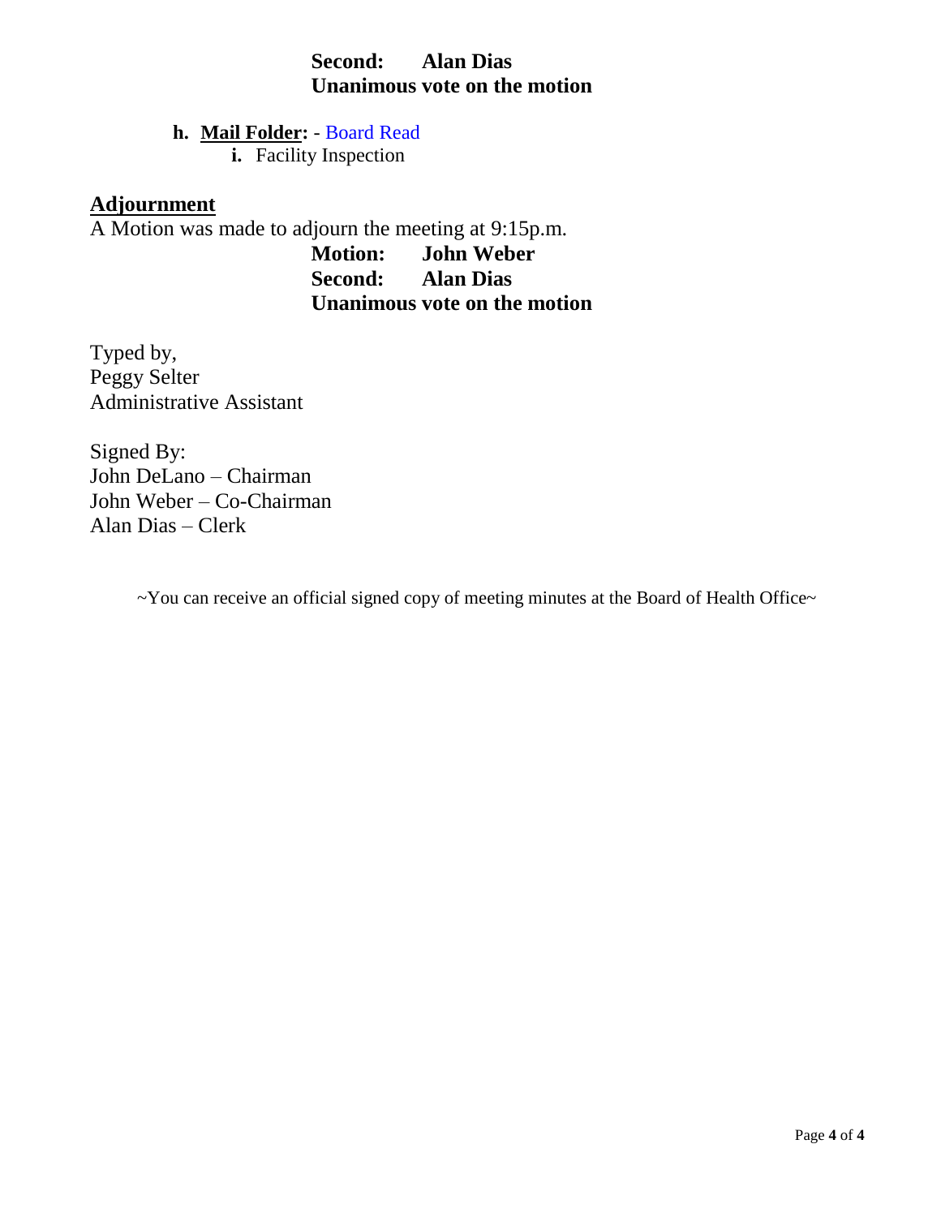**Second: Alan Dias**
**Unanimous vote on the motion**

**h. <u>Mail Folder</u>:** - Board Read

**i.** Facility Inspection

## Adjournment

A Motion was made to adjourn the meeting at 9:15p.m.

**Motion: John Weber**
**Second: Alan Dias**
**Unanimous vote on the motion**

Typed by,
Peggy Selter
Administrative Assistant

Signed By:
John DeLano – Chairman
John Weber – Co-Chairman
Alan Dias – Clerk

~You can receive an official signed copy of meeting minutes at the Board of Health Office~